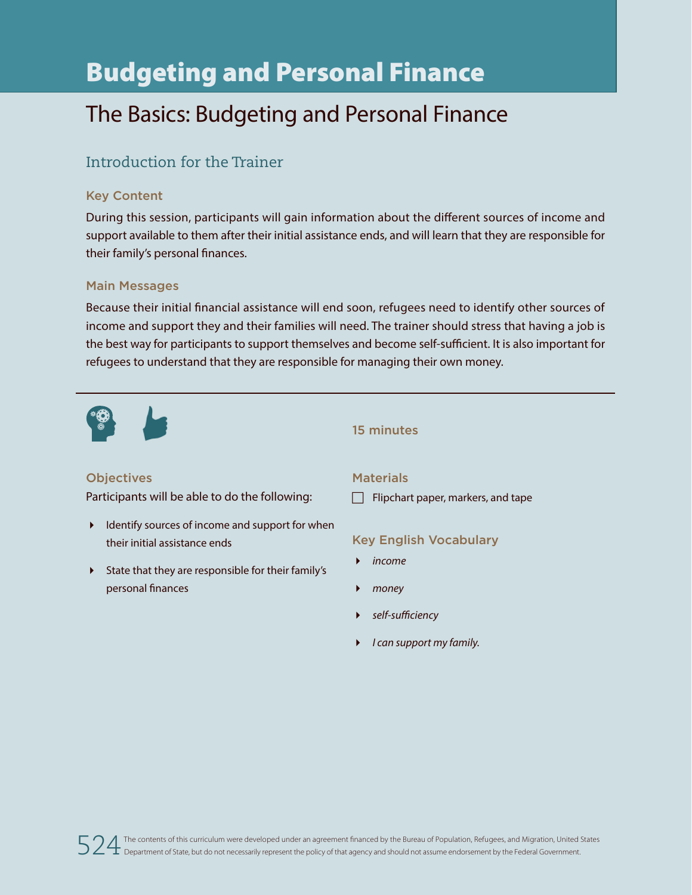# Budgeting and Personal Finance

## The Basics: Budgeting and Personal Finance

### Introduction for the Trainer

#### Key Content

During this session, participants will gain information about the different sources of income and support available to them after their initial assistance ends, and will learn that they are responsible for their family's personal finances.

#### Main Messages

Because their initial financial assistance will end soon, refugees need to identify other sources of income and support they and their families will need. The trainer should stress that having a job is the best way for participants to support themselves and become self-sufficient. It is also important for refugees to understand that they are responsible for managing their own money.

---

**15 minutes**

#### Objectives

Participants will be able to do the following:

- Identify sources of income and support for when their initial assistance ends
- State that they are responsible for their family's personal finances

#### Materials

- [ ] Flipchart paper, markers, and tape

#### Key English Vocabulary

- *income*
- *money*
- *self-sufficiency*
- *I can support my family.*

The contents of this curriculum were developed under an agreement financed by the Bureau of Population, Refugees, and Migration, United States Department of State, but do not necessarily represent the policy of that agency and should not assume endorsement by the Federal Government.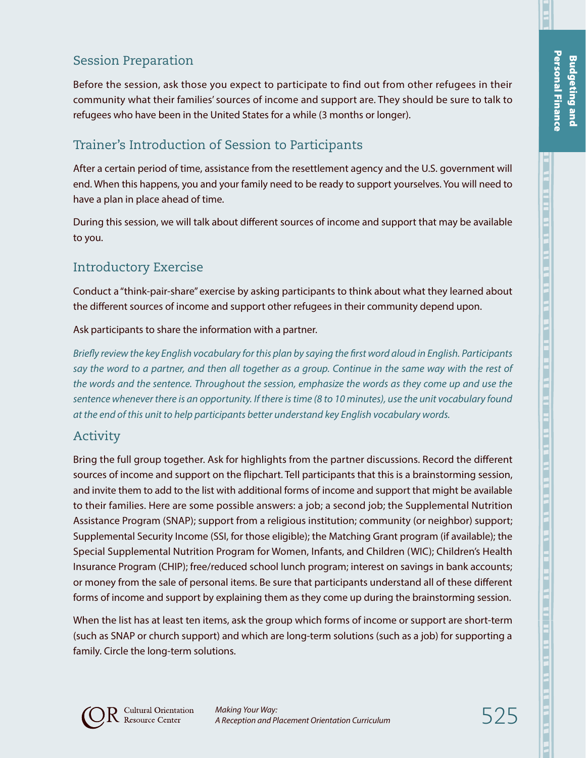## Session Preparation

Before the session, ask those you expect to participate to find out from other refugees in their community what their families' sources of income and support are. They should be sure to talk to refugees who have been in the United States for a while (3 months or longer).

## Trainer's Introduction of Session to Participants

After a certain period of time, assistance from the resettlement agency and the U.S. government will end. When this happens, you and your family need to be ready to support yourselves. You will need to have a plan in place ahead of time.

During this session, we will talk about different sources of income and support that may be available to you.

## Introductory Exercise

Conduct a "think-pair-share" exercise by asking participants to think about what they learned about the different sources of income and support other refugees in their community depend upon.

Ask participants to share the information with a partner.

*Briefly review the key English vocabulary for this plan by saying the first word aloud in English. Participants say the word to a partner, and then all together as a group. Continue in the same way with the rest of the words and the sentence. Throughout the session, emphasize the words as they come up and use the sentence whenever there is an opportunity. If there is time (8 to 10 minutes), use the unit vocabulary found at the end of this unit to help participants better understand key English vocabulary words.*

## Activity

Bring the full group together. Ask for highlights from the partner discussions. Record the different sources of income and support on the flipchart. Tell participants that this is a brainstorming session, and invite them to add to the list with additional forms of income and support that might be available to their families. Here are some possible answers: a job; a second job; the Supplemental Nutrition Assistance Program (SNAP); support from a religious institution; community (or neighbor) support; Supplemental Security Income (SSI, for those eligible); the Matching Grant program (if available); the Special Supplemental Nutrition Program for Women, Infants, and Children (WIC); Children's Health Insurance Program (CHIP); free/reduced school lunch program; interest on savings in bank accounts; or money from the sale of personal items. Be sure that participants understand all of these different forms of income and support by explaining them as they come up during the brainstorming session.

When the list has at least ten items, ask the group which forms of income or support are short-term (such as SNAP or church support) and which are long-term solutions (such as a job) for supporting a family. Circle the long-term solutions.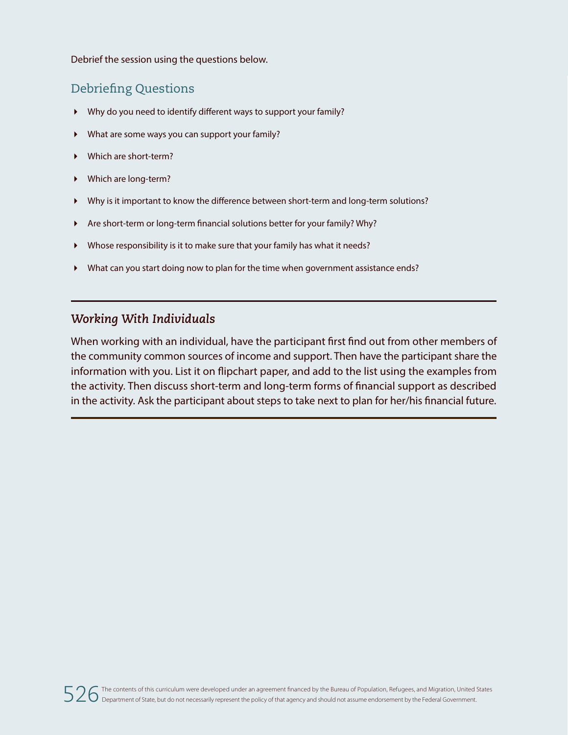Debrief the session using the questions below.

## Debriefing Questions

- Why do you need to identify different ways to support your family?
- What are some ways you can support your family?
- Which are short-term?
- Which are long-term?
- Why is it important to know the difference between short-term and long-term solutions?
- Are short-term or long-term financial solutions better for your family? Why?
- Whose responsibility is it to make sure that your family has what it needs?
- What can you start doing now to plan for the time when government assistance ends?

---

### *Working With Individuals*

When working with an individual, have the participant first find out from other members of the community common sources of income and support. Then have the participant share the information with you. List it on flipchart paper, and add to the list using the examples from the activity. Then discuss short-term and long-term forms of financial support as described in the activity. Ask the participant about steps to take next to plan for her/his financial future.

---